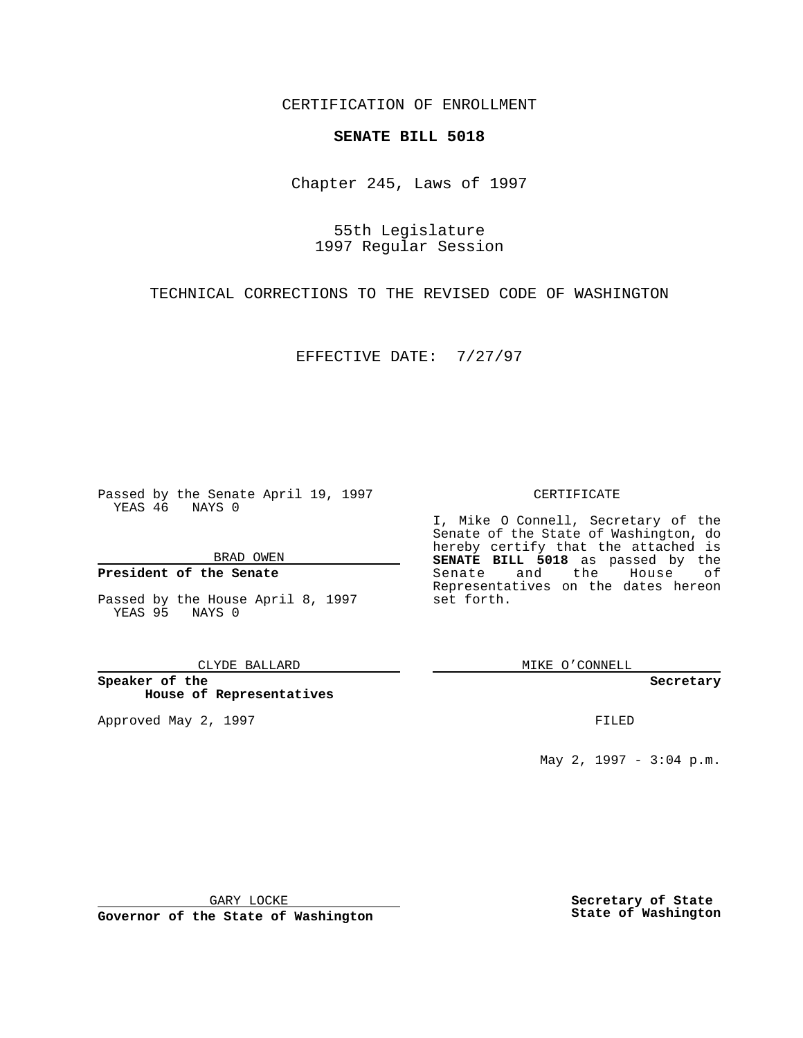CERTIFICATION OF ENROLLMENT

**SENATE BILL 5018**

Chapter 245, Laws of 1997

55th Legislature
1997 Regular Session

TECHNICAL CORRECTIONS TO THE REVISED CODE OF WASHINGTON

EFFECTIVE DATE: 7/27/97

Passed by the Senate April 19, 1997
YEAS 46 NAYS 0

BRAD OWEN

**President of the Senate**

Passed by the House April 8, 1997
YEAS 95 NAYS 0

CLYDE BALLARD

**Speaker of the House of Representatives**

Approved May 2, 1997

GARY LOCKE

**Governor of the State of Washington**

CERTIFICATE

I, Mike O Connell, Secretary of the Senate of the State of Washington, do hereby certify that the attached is **SENATE BILL 5018** as passed by the Senate and the House of Representatives on the dates hereon set forth.

MIKE O'CONNELL

**Secretary**

FILED

May 2, 1997 - 3:04 p.m.

**Secretary of State**
**State of Washington**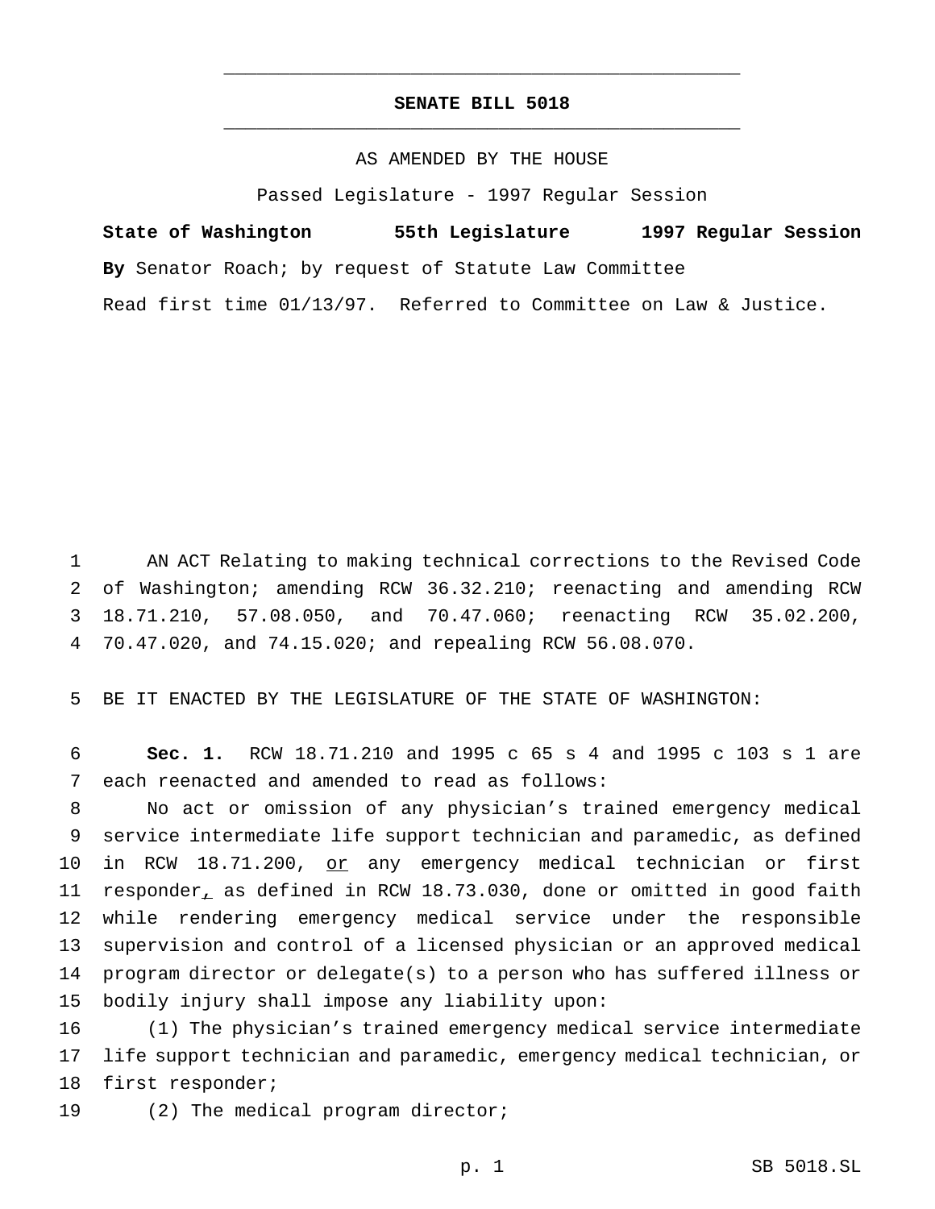# SENATE BILL 5018

AS AMENDED BY THE HOUSE

Passed Legislature - 1997 Regular Session

**State of Washington 55th Legislature 1997 Regular Session**

**By** Senator Roach; by request of Statute Law Committee

Read first time 01/13/97. Referred to Committee on Law & Justice.

AN ACT Relating to making technical corrections to the Revised Code of Washington; amending RCW 36.32.210; reenacting and amending RCW 18.71.210, 57.08.050, and 70.47.060; reenacting RCW 35.02.200, 70.47.020, and 74.15.020; and repealing RCW 56.08.070.

BE IT ENACTED BY THE LEGISLATURE OF THE STATE OF WASHINGTON:

**Sec. 1.** RCW 18.71.210 and 1995 c 65 s 4 and 1995 c 103 s 1 are each reenacted and amended to read as follows:

No act or omission of any physician's trained emergency medical service intermediate life support technician and paramedic, as defined in RCW 18.71.200, <u>or</u> any emergency medical technician or first responder<u>,</u> as defined in RCW 18.73.030, done or omitted in good faith while rendering emergency medical service under the responsible supervision and control of a licensed physician or an approved medical program director or delegate(s) to a person who has suffered illness or bodily injury shall impose any liability upon:

(1) The physician's trained emergency medical service intermediate life support technician and paramedic, emergency medical technician, or first responder;

(2) The medical program director;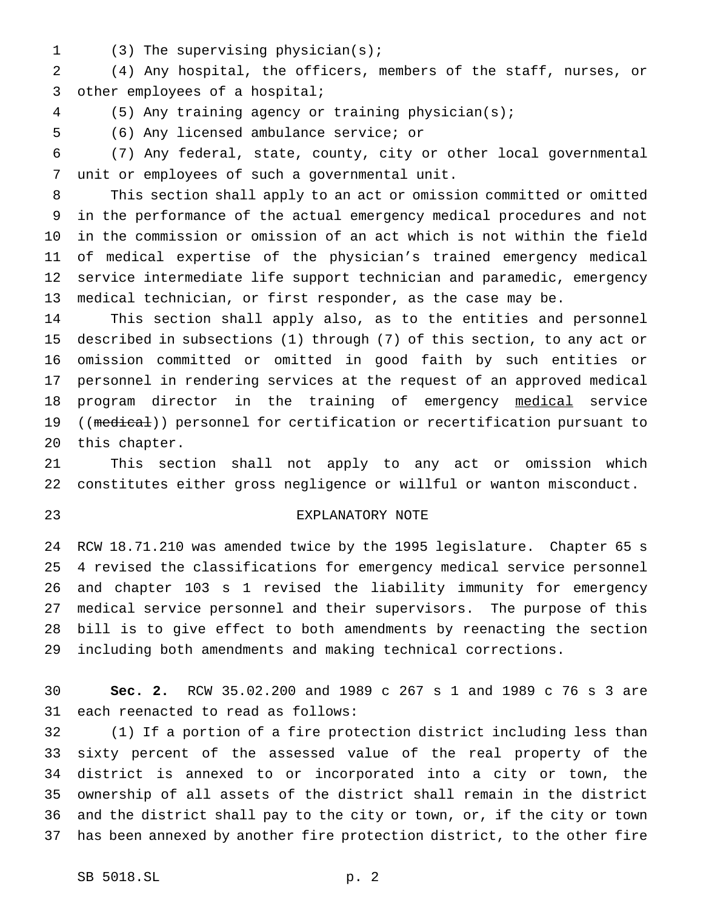(3) The supervising physician(s);

(4) Any hospital, the officers, members of the staff, nurses, or other employees of a hospital;

(5) Any training agency or training physician(s);

(6) Any licensed ambulance service; or

(7) Any federal, state, county, city or other local governmental unit or employees of such a governmental unit.

This section shall apply to an act or omission committed or omitted in the performance of the actual emergency medical procedures and not in the commission or omission of an act which is not within the field of medical expertise of the physician's trained emergency medical service intermediate life support technician and paramedic, emergency medical technician, or first responder, as the case may be.

This section shall apply also, as to the entities and personnel described in subsections (1) through (7) of this section, to any act or omission committed or omitted in good faith by such entities or personnel in rendering services at the request of an approved medical program director in the training of emergency <u>medical</u> service ((~~medical~~)) personnel for certification or recertification pursuant to this chapter.

This section shall not apply to any act or omission which constitutes either gross negligence or willful or wanton misconduct.

## EXPLANATORY NOTE

RCW 18.71.210 was amended twice by the 1995 legislature. Chapter 65 s 4 revised the classifications for emergency medical service personnel and chapter 103 s 1 revised the liability immunity for emergency medical service personnel and their supervisors. The purpose of this bill is to give effect to both amendments by reenacting the section including both amendments and making technical corrections.

**Sec. 2.** RCW 35.02.200 and 1989 c 267 s 1 and 1989 c 76 s 3 are each reenacted to read as follows:

(1) If a portion of a fire protection district including less than sixty percent of the assessed value of the real property of the district is annexed to or incorporated into a city or town, the ownership of all assets of the district shall remain in the district and the district shall pay to the city or town, or, if the city or town has been annexed by another fire protection district, to the other fire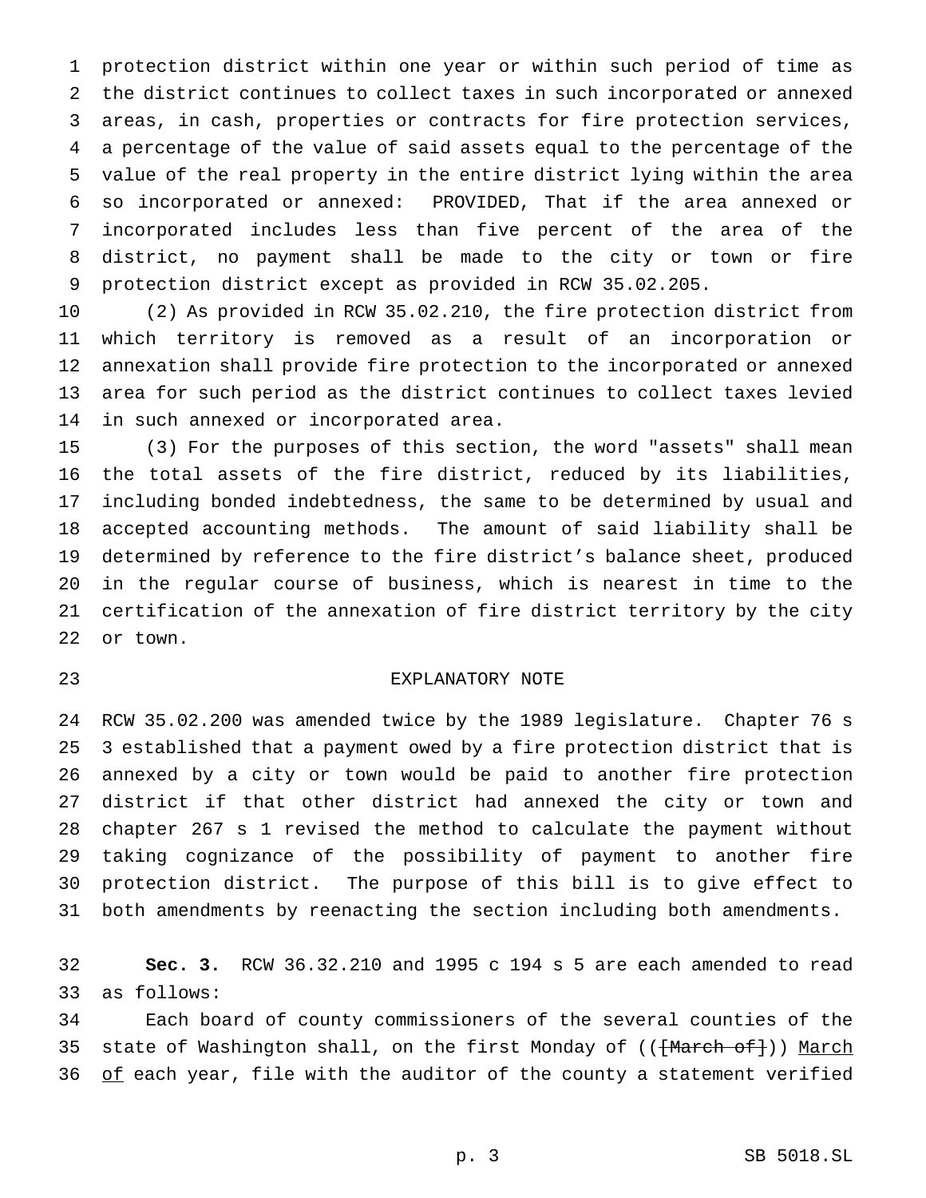protection district within one year or within such period of time as the district continues to collect taxes in such incorporated or annexed areas, in cash, properties or contracts for fire protection services, a percentage of the value of said assets equal to the percentage of the value of the real property in the entire district lying within the area so incorporated or annexed: PROVIDED, That if the area annexed or incorporated includes less than five percent of the area of the district, no payment shall be made to the city or town or fire protection district except as provided in RCW 35.02.205.

(2) As provided in RCW 35.02.210, the fire protection district from which territory is removed as a result of an incorporation or annexation shall provide fire protection to the incorporated or annexed area for such period as the district continues to collect taxes levied in such annexed or incorporated area.

(3) For the purposes of this section, the word "assets" shall mean the total assets of the fire district, reduced by its liabilities, including bonded indebtedness, the same to be determined by usual and accepted accounting methods. The amount of said liability shall be determined by reference to the fire district's balance sheet, produced in the regular course of business, which is nearest in time to the certification of the annexation of fire district territory by the city or town.

EXPLANATORY NOTE

RCW 35.02.200 was amended twice by the 1989 legislature. Chapter 76 s 3 established that a payment owed by a fire protection district that is annexed by a city or town would be paid to another fire protection district if that other district had annexed the city or town and chapter 267 s 1 revised the method to calculate the payment without taking cognizance of the possibility of payment to another fire protection district. The purpose of this bill is to give effect to both amendments by reenacting the section including both amendments.

**Sec. 3.** RCW 36.32.210 and 1995 c 194 s 5 are each amended to read as follows:

Each board of county commissioners of the several counties of the state of Washington shall, on the first Monday of ((~~[March of]~~)) <u>March of</u> each year, file with the auditor of the county a statement verified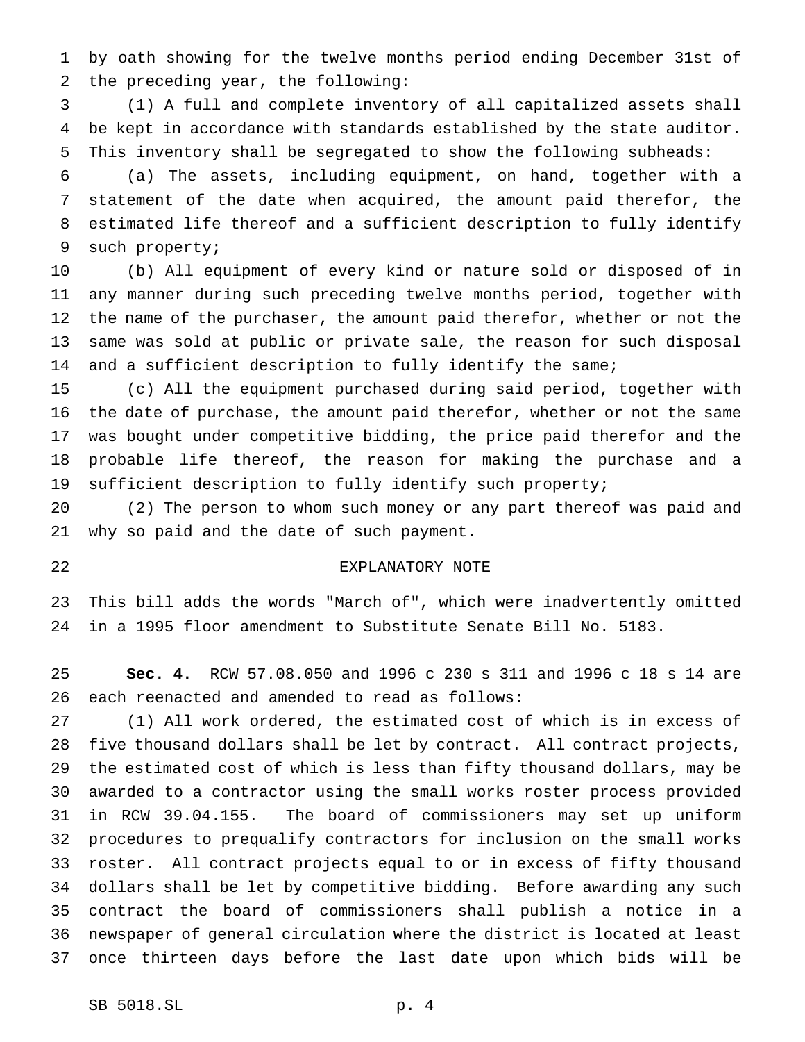by oath showing for the twelve months period ending December 31st of the preceding year, the following:

(1) A full and complete inventory of all capitalized assets shall be kept in accordance with standards established by the state auditor. This inventory shall be segregated to show the following subheads:

(a) The assets, including equipment, on hand, together with a statement of the date when acquired, the amount paid therefor, the estimated life thereof and a sufficient description to fully identify such property;

(b) All equipment of every kind or nature sold or disposed of in any manner during such preceding twelve months period, together with the name of the purchaser, the amount paid therefor, whether or not the same was sold at public or private sale, the reason for such disposal and a sufficient description to fully identify the same;

(c) All the equipment purchased during said period, together with the date of purchase, the amount paid therefor, whether or not the same was bought under competitive bidding, the price paid therefor and the probable life thereof, the reason for making the purchase and a sufficient description to fully identify such property;

(2) The person to whom such money or any part thereof was paid and why so paid and the date of such payment.

EXPLANATORY NOTE

This bill adds the words "March of", which were inadvertently omitted in a 1995 floor amendment to Substitute Senate Bill No. 5183.

**Sec. 4.** RCW 57.08.050 and 1996 c 230 s 311 and 1996 c 18 s 14 are each reenacted and amended to read as follows:

(1) All work ordered, the estimated cost of which is in excess of five thousand dollars shall be let by contract. All contract projects, the estimated cost of which is less than fifty thousand dollars, may be awarded to a contractor using the small works roster process provided in RCW 39.04.155. The board of commissioners may set up uniform procedures to prequalify contractors for inclusion on the small works roster. All contract projects equal to or in excess of fifty thousand dollars shall be let by competitive bidding. Before awarding any such contract the board of commissioners shall publish a notice in a newspaper of general circulation where the district is located at least once thirteen days before the last date upon which bids will be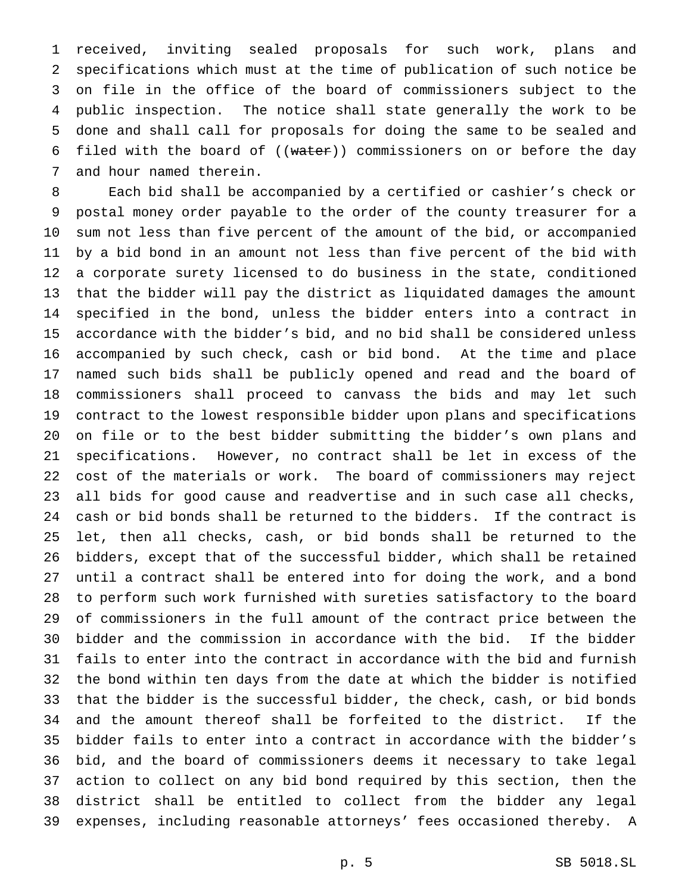received, inviting sealed proposals for such work, plans and specifications which must at the time of publication of such notice be on file in the office of the board of commissioners subject to the public inspection. The notice shall state generally the work to be done and shall call for proposals for doing the same to be sealed and filed with the board of ((~~water~~)) commissioners on or before the day and hour named therein.

Each bid shall be accompanied by a certified or cashier's check or postal money order payable to the order of the county treasurer for a sum not less than five percent of the amount of the bid, or accompanied by a bid bond in an amount not less than five percent of the bid with a corporate surety licensed to do business in the state, conditioned that the bidder will pay the district as liquidated damages the amount specified in the bond, unless the bidder enters into a contract in accordance with the bidder's bid, and no bid shall be considered unless accompanied by such check, cash or bid bond. At the time and place named such bids shall be publicly opened and read and the board of commissioners shall proceed to canvass the bids and may let such contract to the lowest responsible bidder upon plans and specifications on file or to the best bidder submitting the bidder's own plans and specifications. However, no contract shall be let in excess of the cost of the materials or work. The board of commissioners may reject all bids for good cause and readvertise and in such case all checks, cash or bid bonds shall be returned to the bidders. If the contract is let, then all checks, cash, or bid bonds shall be returned to the bidders, except that of the successful bidder, which shall be retained until a contract shall be entered into for doing the work, and a bond to perform such work furnished with sureties satisfactory to the board of commissioners in the full amount of the contract price between the bidder and the commission in accordance with the bid. If the bidder fails to enter into the contract in accordance with the bid and furnish the bond within ten days from the date at which the bidder is notified that the bidder is the successful bidder, the check, cash, or bid bonds and the amount thereof shall be forfeited to the district. If the bidder fails to enter into a contract in accordance with the bidder's bid, and the board of commissioners deems it necessary to take legal action to collect on any bid bond required by this section, then the district shall be entitled to collect from the bidder any legal expenses, including reasonable attorneys' fees occasioned thereby. A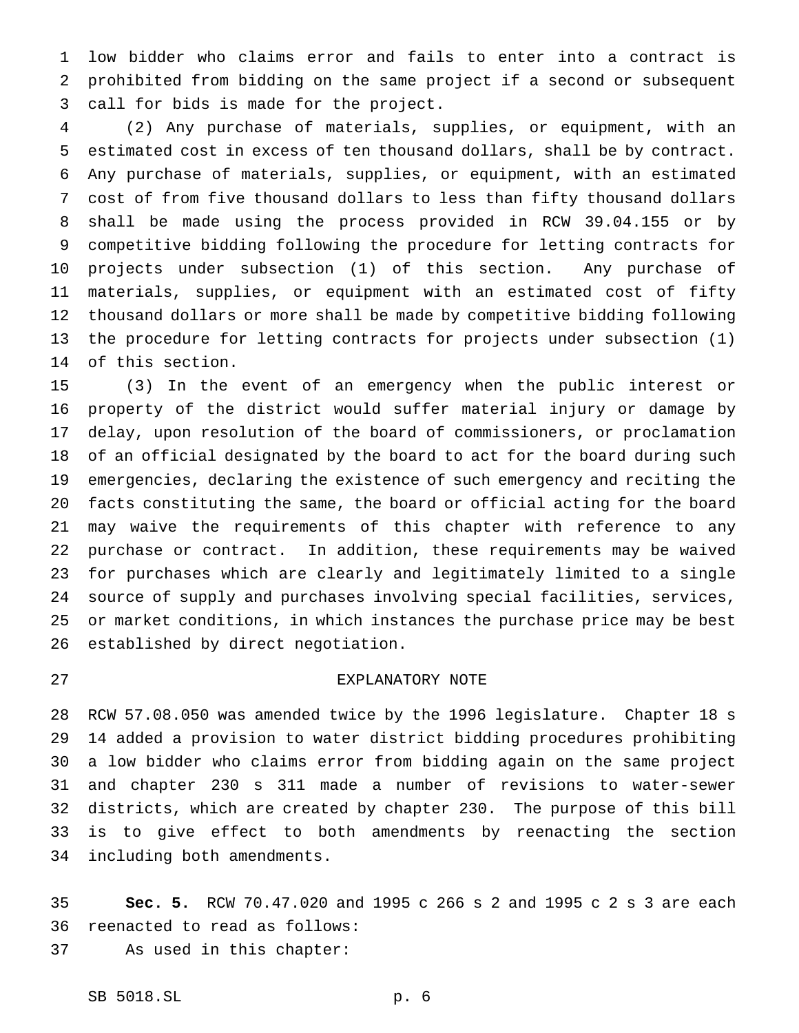low bidder who claims error and fails to enter into a contract is prohibited from bidding on the same project if a second or subsequent call for bids is made for the project.

(2) Any purchase of materials, supplies, or equipment, with an estimated cost in excess of ten thousand dollars, shall be by contract. Any purchase of materials, supplies, or equipment, with an estimated cost of from five thousand dollars to less than fifty thousand dollars shall be made using the process provided in RCW 39.04.155 or by competitive bidding following the procedure for letting contracts for projects under subsection (1) of this section. Any purchase of materials, supplies, or equipment with an estimated cost of fifty thousand dollars or more shall be made by competitive bidding following the procedure for letting contracts for projects under subsection (1) of this section.

(3) In the event of an emergency when the public interest or property of the district would suffer material injury or damage by delay, upon resolution of the board of commissioners, or proclamation of an official designated by the board to act for the board during such emergencies, declaring the existence of such emergency and reciting the facts constituting the same, the board or official acting for the board may waive the requirements of this chapter with reference to any purchase or contract. In addition, these requirements may be waived for purchases which are clearly and legitimately limited to a single source of supply and purchases involving special facilities, services, or market conditions, in which instances the purchase price may be best established by direct negotiation.

EXPLANATORY NOTE

RCW 57.08.050 was amended twice by the 1996 legislature. Chapter 18 s 14 added a provision to water district bidding procedures prohibiting a low bidder who claims error from bidding again on the same project and chapter 230 s 311 made a number of revisions to water-sewer districts, which are created by chapter 230. The purpose of this bill is to give effect to both amendments by reenacting the section including both amendments.

**Sec. 5.** RCW 70.47.020 and 1995 c 266 s 2 and 1995 c 2 s 3 are each reenacted to read as follows:

As used in this chapter: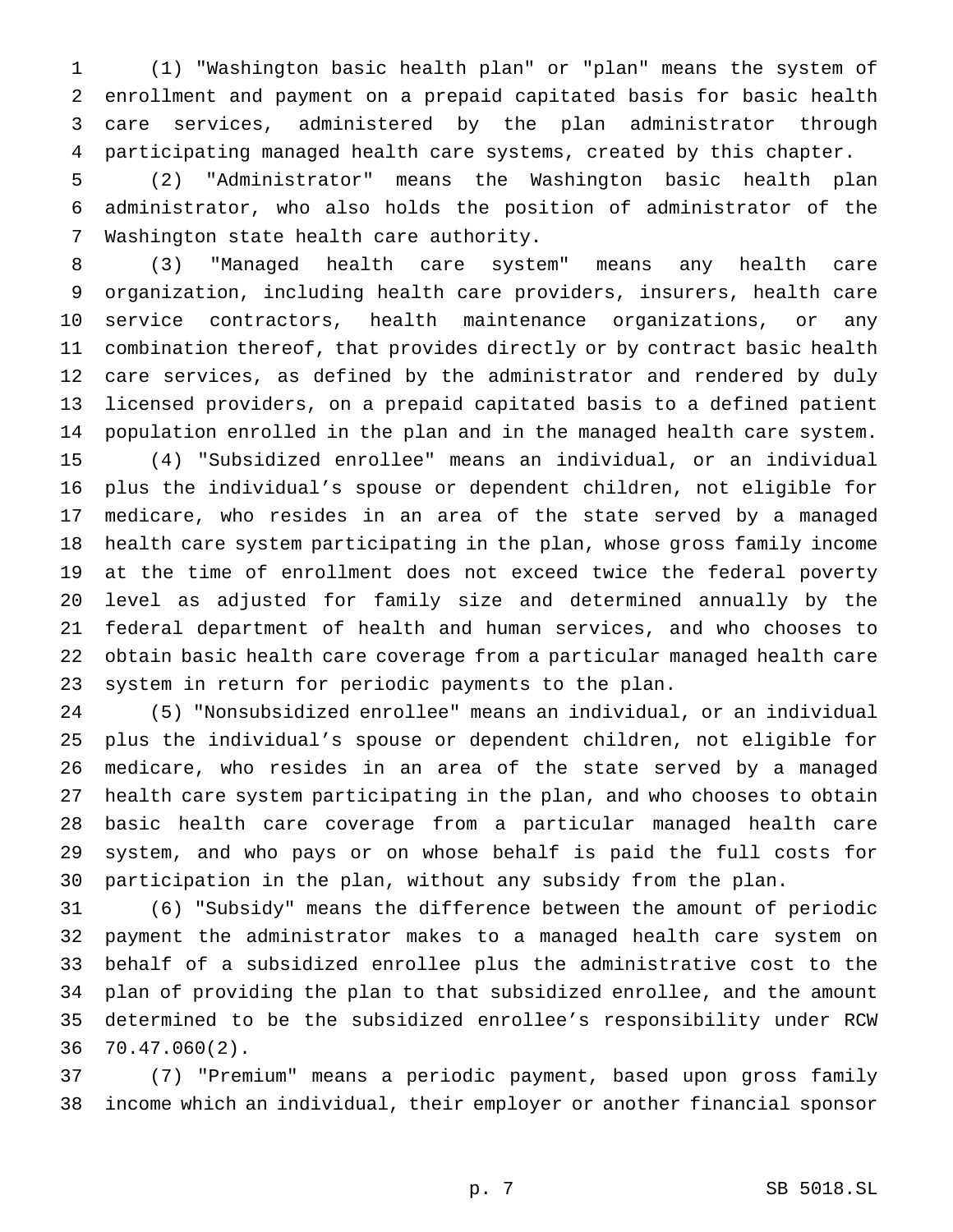(1) "Washington basic health plan" or "plan" means the system of enrollment and payment on a prepaid capitated basis for basic health care services, administered by the plan administrator through participating managed health care systems, created by this chapter.

(2) "Administrator" means the Washington basic health plan administrator, who also holds the position of administrator of the Washington state health care authority.

(3) "Managed health care system" means any health care organization, including health care providers, insurers, health care service contractors, health maintenance organizations, or any combination thereof, that provides directly or by contract basic health care services, as defined by the administrator and rendered by duly licensed providers, on a prepaid capitated basis to a defined patient population enrolled in the plan and in the managed health care system.

(4) "Subsidized enrollee" means an individual, or an individual plus the individual's spouse or dependent children, not eligible for medicare, who resides in an area of the state served by a managed health care system participating in the plan, whose gross family income at the time of enrollment does not exceed twice the federal poverty level as adjusted for family size and determined annually by the federal department of health and human services, and who chooses to obtain basic health care coverage from a particular managed health care system in return for periodic payments to the plan.

(5) "Nonsubsidized enrollee" means an individual, or an individual plus the individual's spouse or dependent children, not eligible for medicare, who resides in an area of the state served by a managed health care system participating in the plan, and who chooses to obtain basic health care coverage from a particular managed health care system, and who pays or on whose behalf is paid the full costs for participation in the plan, without any subsidy from the plan.

(6) "Subsidy" means the difference between the amount of periodic payment the administrator makes to a managed health care system on behalf of a subsidized enrollee plus the administrative cost to the plan of providing the plan to that subsidized enrollee, and the amount determined to be the subsidized enrollee's responsibility under RCW 70.47.060(2).

(7) "Premium" means a periodic payment, based upon gross family income which an individual, their employer or another financial sponsor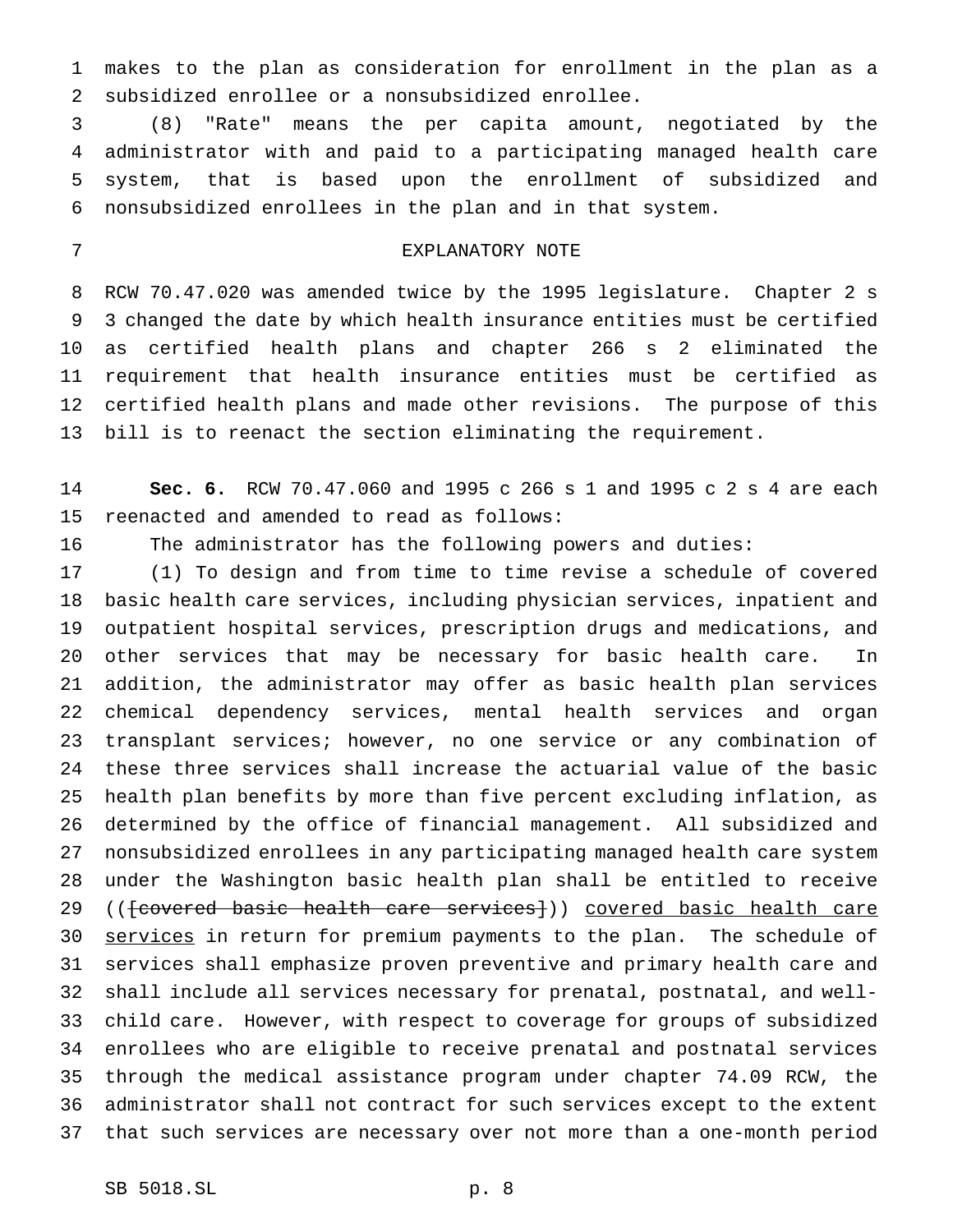makes to the plan as consideration for enrollment in the plan as a subsidized enrollee or a nonsubsidized enrollee.

(8) "Rate" means the per capita amount, negotiated by the administrator with and paid to a participating managed health care system, that is based upon the enrollment of subsidized and nonsubsidized enrollees in the plan and in that system.

EXPLANATORY NOTE

RCW 70.47.020 was amended twice by the 1995 legislature. Chapter 2 s 3 changed the date by which health insurance entities must be certified as certified health plans and chapter 266 s 2 eliminated the requirement that health insurance entities must be certified as certified health plans and made other revisions. The purpose of this bill is to reenact the section eliminating the requirement.

**Sec. 6.** RCW 70.47.060 and 1995 c 266 s 1 and 1995 c 2 s 4 are each reenacted and amended to read as follows:

The administrator has the following powers and duties:

(1) To design and from time to time revise a schedule of covered basic health care services, including physician services, inpatient and outpatient hospital services, prescription drugs and medications, and other services that may be necessary for basic health care. In addition, the administrator may offer as basic health plan services chemical dependency services, mental health services and organ transplant services; however, no one service or any combination of these three services shall increase the actuarial value of the basic health plan benefits by more than five percent excluding inflation, as determined by the office of financial management. All subsidized and nonsubsidized enrollees in any participating managed health care system under the Washington basic health plan shall be entitled to receive ((~~[covered basic health care services]~~)) <u>covered basic health care services</u> in return for premium payments to the plan. The schedule of services shall emphasize proven preventive and primary health care and shall include all services necessary for prenatal, postnatal, and well-child care. However, with respect to coverage for groups of subsidized enrollees who are eligible to receive prenatal and postnatal services through the medical assistance program under chapter 74.09 RCW, the administrator shall not contract for such services except to the extent that such services are necessary over not more than a one-month period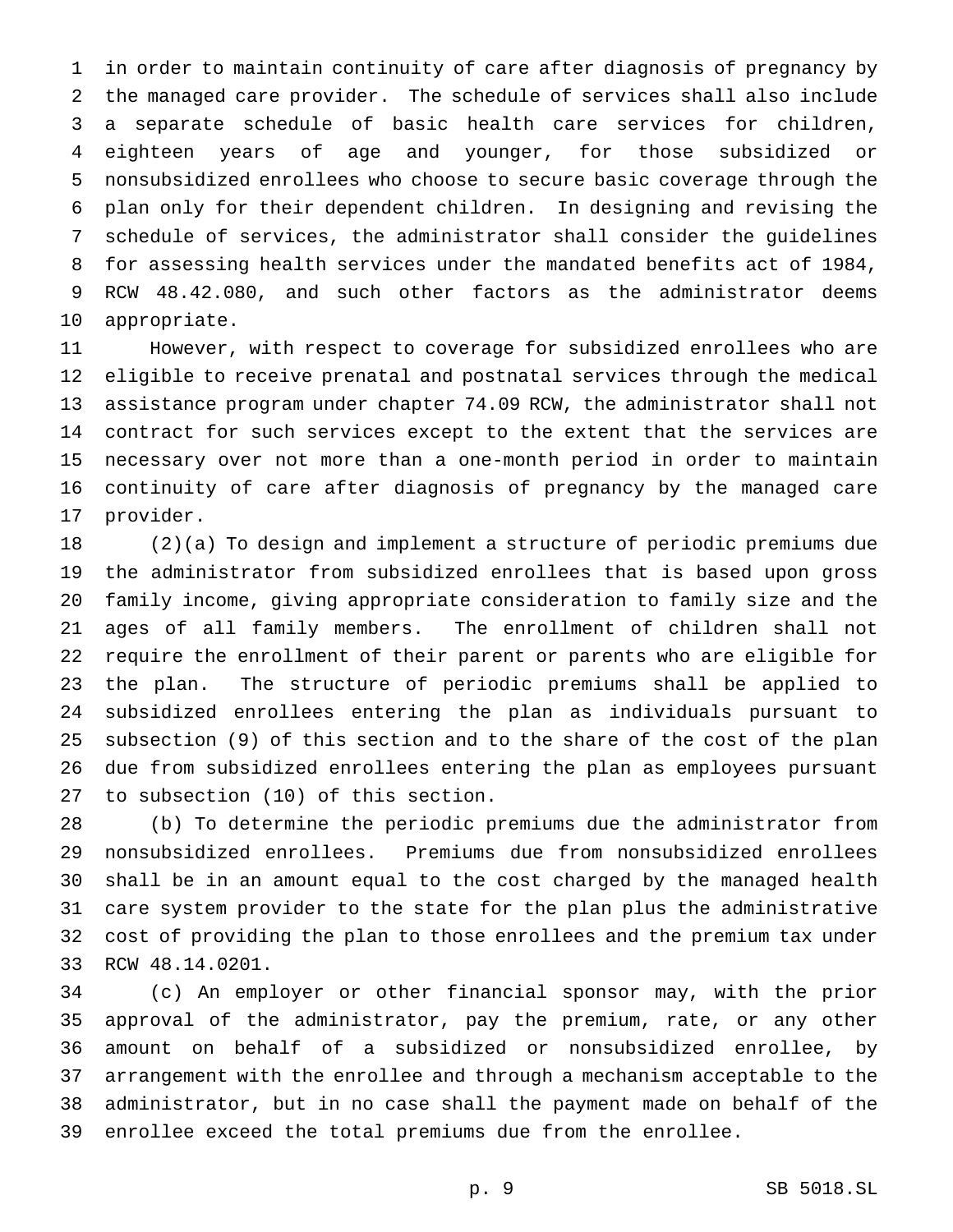in order to maintain continuity of care after diagnosis of pregnancy by the managed care provider. The schedule of services shall also include a separate schedule of basic health care services for children, eighteen years of age and younger, for those subsidized or nonsubsidized enrollees who choose to secure basic coverage through the plan only for their dependent children. In designing and revising the schedule of services, the administrator shall consider the guidelines for assessing health services under the mandated benefits act of 1984, RCW 48.42.080, and such other factors as the administrator deems appropriate.

However, with respect to coverage for subsidized enrollees who are eligible to receive prenatal and postnatal services through the medical assistance program under chapter 74.09 RCW, the administrator shall not contract for such services except to the extent that the services are necessary over not more than a one-month period in order to maintain continuity of care after diagnosis of pregnancy by the managed care provider.

(2)(a) To design and implement a structure of periodic premiums due the administrator from subsidized enrollees that is based upon gross family income, giving appropriate consideration to family size and the ages of all family members. The enrollment of children shall not require the enrollment of their parent or parents who are eligible for the plan. The structure of periodic premiums shall be applied to subsidized enrollees entering the plan as individuals pursuant to subsection (9) of this section and to the share of the cost of the plan due from subsidized enrollees entering the plan as employees pursuant to subsection (10) of this section.

(b) To determine the periodic premiums due the administrator from nonsubsidized enrollees. Premiums due from nonsubsidized enrollees shall be in an amount equal to the cost charged by the managed health care system provider to the state for the plan plus the administrative cost of providing the plan to those enrollees and the premium tax under RCW 48.14.0201.

(c) An employer or other financial sponsor may, with the prior approval of the administrator, pay the premium, rate, or any other amount on behalf of a subsidized or nonsubsidized enrollee, by arrangement with the enrollee and through a mechanism acceptable to the administrator, but in no case shall the payment made on behalf of the enrollee exceed the total premiums due from the enrollee.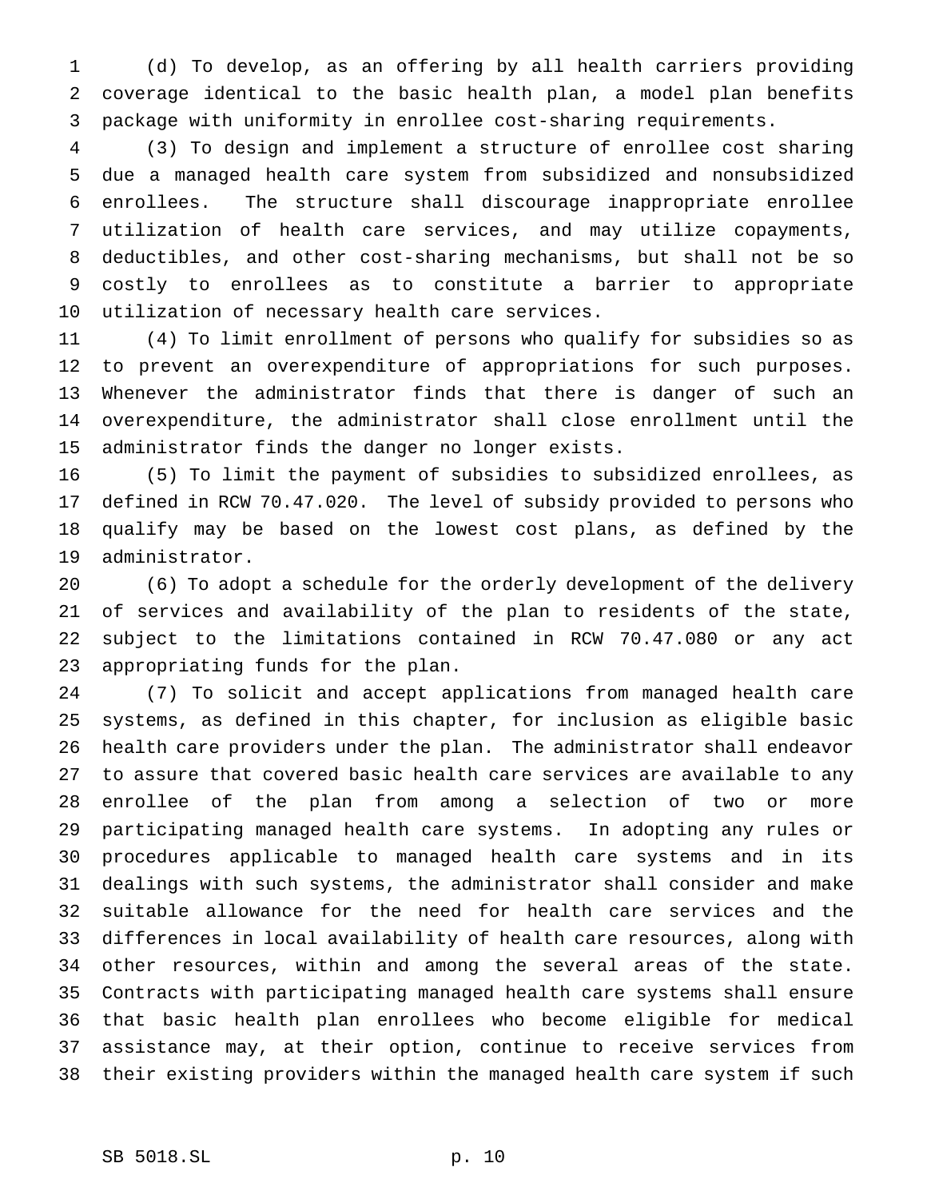(d) To develop, as an offering by all health carriers providing coverage identical to the basic health plan, a model plan benefits package with uniformity in enrollee cost-sharing requirements.

(3) To design and implement a structure of enrollee cost sharing due a managed health care system from subsidized and nonsubsidized enrollees. The structure shall discourage inappropriate enrollee utilization of health care services, and may utilize copayments, deductibles, and other cost-sharing mechanisms, but shall not be so costly to enrollees as to constitute a barrier to appropriate utilization of necessary health care services.

(4) To limit enrollment of persons who qualify for subsidies so as to prevent an overexpenditure of appropriations for such purposes. Whenever the administrator finds that there is danger of such an overexpenditure, the administrator shall close enrollment until the administrator finds the danger no longer exists.

(5) To limit the payment of subsidies to subsidized enrollees, as defined in RCW 70.47.020. The level of subsidy provided to persons who qualify may be based on the lowest cost plans, as defined by the administrator.

(6) To adopt a schedule for the orderly development of the delivery of services and availability of the plan to residents of the state, subject to the limitations contained in RCW 70.47.080 or any act appropriating funds for the plan.

(7) To solicit and accept applications from managed health care systems, as defined in this chapter, for inclusion as eligible basic health care providers under the plan. The administrator shall endeavor to assure that covered basic health care services are available to any enrollee of the plan from among a selection of two or more participating managed health care systems. In adopting any rules or procedures applicable to managed health care systems and in its dealings with such systems, the administrator shall consider and make suitable allowance for the need for health care services and the differences in local availability of health care resources, along with other resources, within and among the several areas of the state. Contracts with participating managed health care systems shall ensure that basic health plan enrollees who become eligible for medical assistance may, at their option, continue to receive services from their existing providers within the managed health care system if such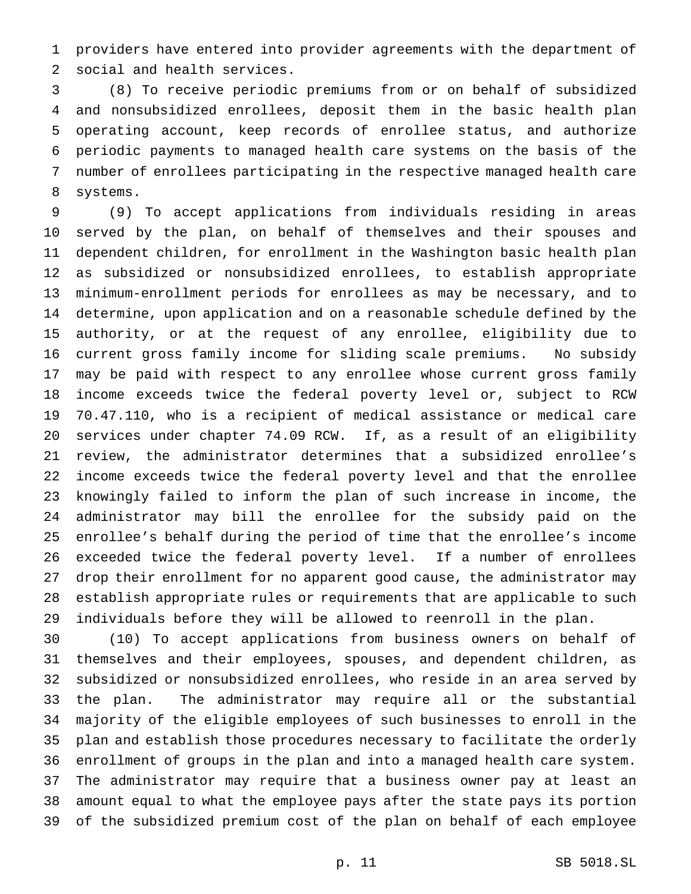providers have entered into provider agreements with the department of social and health services.

(8) To receive periodic premiums from or on behalf of subsidized and nonsubsidized enrollees, deposit them in the basic health plan operating account, keep records of enrollee status, and authorize periodic payments to managed health care systems on the basis of the number of enrollees participating in the respective managed health care systems.

(9) To accept applications from individuals residing in areas served by the plan, on behalf of themselves and their spouses and dependent children, for enrollment in the Washington basic health plan as subsidized or nonsubsidized enrollees, to establish appropriate minimum-enrollment periods for enrollees as may be necessary, and to determine, upon application and on a reasonable schedule defined by the authority, or at the request of any enrollee, eligibility due to current gross family income for sliding scale premiums. No subsidy may be paid with respect to any enrollee whose current gross family income exceeds twice the federal poverty level or, subject to RCW 70.47.110, who is a recipient of medical assistance or medical care services under chapter 74.09 RCW. If, as a result of an eligibility review, the administrator determines that a subsidized enrollee's income exceeds twice the federal poverty level and that the enrollee knowingly failed to inform the plan of such increase in income, the administrator may bill the enrollee for the subsidy paid on the enrollee's behalf during the period of time that the enrollee's income exceeded twice the federal poverty level. If a number of enrollees drop their enrollment for no apparent good cause, the administrator may establish appropriate rules or requirements that are applicable to such individuals before they will be allowed to reenroll in the plan.

(10) To accept applications from business owners on behalf of themselves and their employees, spouses, and dependent children, as subsidized or nonsubsidized enrollees, who reside in an area served by the plan. The administrator may require all or the substantial majority of the eligible employees of such businesses to enroll in the plan and establish those procedures necessary to facilitate the orderly enrollment of groups in the plan and into a managed health care system. The administrator may require that a business owner pay at least an amount equal to what the employee pays after the state pays its portion of the subsidized premium cost of the plan on behalf of each employee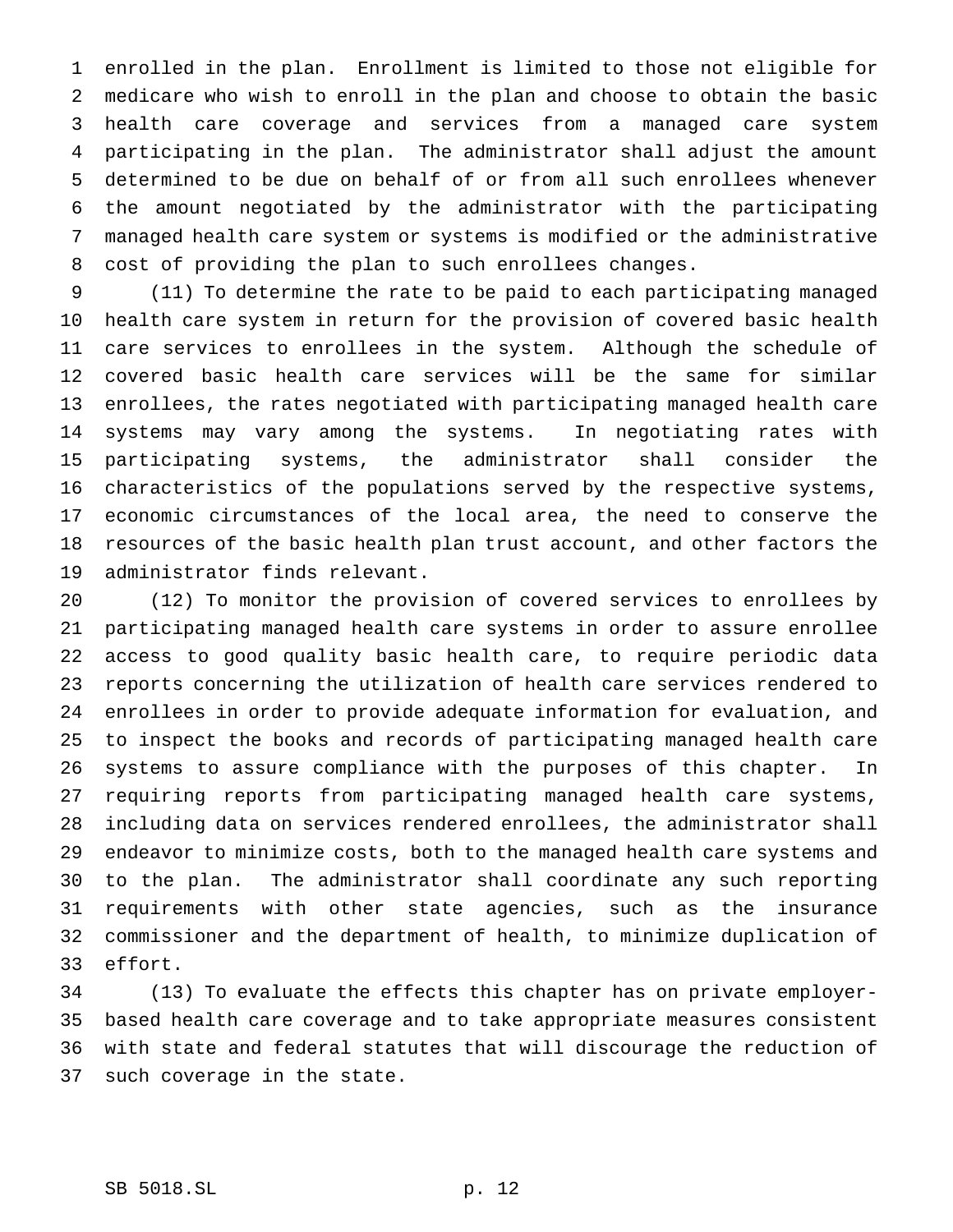enrolled in the plan. Enrollment is limited to those not eligible for medicare who wish to enroll in the plan and choose to obtain the basic health care coverage and services from a managed care system participating in the plan. The administrator shall adjust the amount determined to be due on behalf of or from all such enrollees whenever the amount negotiated by the administrator with the participating managed health care system or systems is modified or the administrative cost of providing the plan to such enrollees changes.

(11) To determine the rate to be paid to each participating managed health care system in return for the provision of covered basic health care services to enrollees in the system. Although the schedule of covered basic health care services will be the same for similar enrollees, the rates negotiated with participating managed health care systems may vary among the systems. In negotiating rates with participating systems, the administrator shall consider the characteristics of the populations served by the respective systems, economic circumstances of the local area, the need to conserve the resources of the basic health plan trust account, and other factors the administrator finds relevant.

(12) To monitor the provision of covered services to enrollees by participating managed health care systems in order to assure enrollee access to good quality basic health care, to require periodic data reports concerning the utilization of health care services rendered to enrollees in order to provide adequate information for evaluation, and to inspect the books and records of participating managed health care systems to assure compliance with the purposes of this chapter. In requiring reports from participating managed health care systems, including data on services rendered enrollees, the administrator shall endeavor to minimize costs, both to the managed health care systems and to the plan. The administrator shall coordinate any such reporting requirements with other state agencies, such as the insurance commissioner and the department of health, to minimize duplication of effort.

(13) To evaluate the effects this chapter has on private employer-based health care coverage and to take appropriate measures consistent with state and federal statutes that will discourage the reduction of such coverage in the state.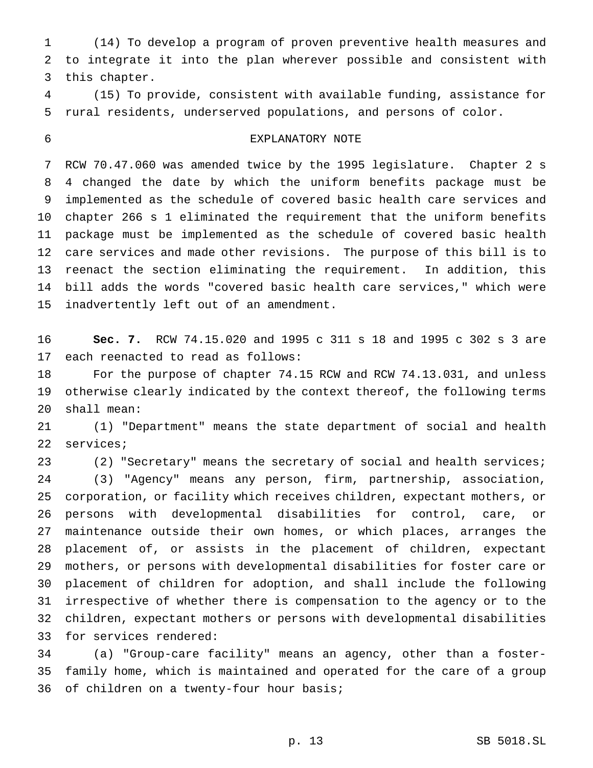(14) To develop a program of proven preventive health measures and to integrate it into the plan wherever possible and consistent with this chapter.

(15) To provide, consistent with available funding, assistance for rural residents, underserved populations, and persons of color.

EXPLANATORY NOTE

RCW 70.47.060 was amended twice by the 1995 legislature. Chapter 2 s 4 changed the date by which the uniform benefits package must be implemented as the schedule of covered basic health care services and chapter 266 s 1 eliminated the requirement that the uniform benefits package must be implemented as the schedule of covered basic health care services and made other revisions. The purpose of this bill is to reenact the section eliminating the requirement. In addition, this bill adds the words "covered basic health care services," which were inadvertently left out of an amendment.

**Sec. 7.** RCW 74.15.020 and 1995 c 311 s 18 and 1995 c 302 s 3 are each reenacted to read as follows:

For the purpose of chapter 74.15 RCW and RCW 74.13.031, and unless otherwise clearly indicated by the context thereof, the following terms shall mean:

(1) "Department" means the state department of social and health services;

(2) "Secretary" means the secretary of social and health services;

(3) "Agency" means any person, firm, partnership, association, corporation, or facility which receives children, expectant mothers, or persons with developmental disabilities for control, care, or maintenance outside their own homes, or which places, arranges the placement of, or assists in the placement of children, expectant mothers, or persons with developmental disabilities for foster care or placement of children for adoption, and shall include the following irrespective of whether there is compensation to the agency or to the children, expectant mothers or persons with developmental disabilities for services rendered:

(a) "Group-care facility" means an agency, other than a foster-family home, which is maintained and operated for the care of a group of children on a twenty-four hour basis;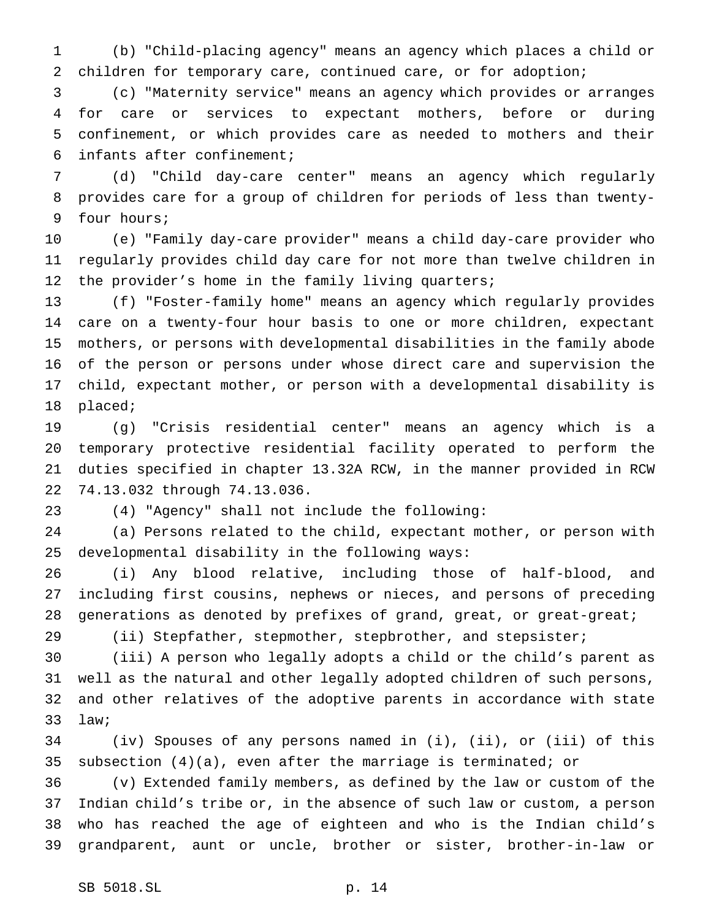(b) "Child-placing agency" means an agency which places a child or children for temporary care, continued care, or for adoption;

(c) "Maternity service" means an agency which provides or arranges for care or services to expectant mothers, before or during confinement, or which provides care as needed to mothers and their infants after confinement;

(d) "Child day-care center" means an agency which regularly provides care for a group of children for periods of less than twenty-four hours;

(e) "Family day-care provider" means a child day-care provider who regularly provides child day care for not more than twelve children in the provider's home in the family living quarters;

(f) "Foster-family home" means an agency which regularly provides care on a twenty-four hour basis to one or more children, expectant mothers, or persons with developmental disabilities in the family abode of the person or persons under whose direct care and supervision the child, expectant mother, or person with a developmental disability is placed;

(g) "Crisis residential center" means an agency which is a temporary protective residential facility operated to perform the duties specified in chapter 13.32A RCW, in the manner provided in RCW 74.13.032 through 74.13.036.

(4) "Agency" shall not include the following:

(a) Persons related to the child, expectant mother, or person with developmental disability in the following ways:

(i) Any blood relative, including those of half-blood, and including first cousins, nephews or nieces, and persons of preceding generations as denoted by prefixes of grand, great, or great-great;

(ii) Stepfather, stepmother, stepbrother, and stepsister;

(iii) A person who legally adopts a child or the child's parent as well as the natural and other legally adopted children of such persons, and other relatives of the adoptive parents in accordance with state law;

(iv) Spouses of any persons named in (i), (ii), or (iii) of this subsection (4)(a), even after the marriage is terminated; or

(v) Extended family members, as defined by the law or custom of the Indian child's tribe or, in the absence of such law or custom, a person who has reached the age of eighteen and who is the Indian child's grandparent, aunt or uncle, brother or sister, brother-in-law or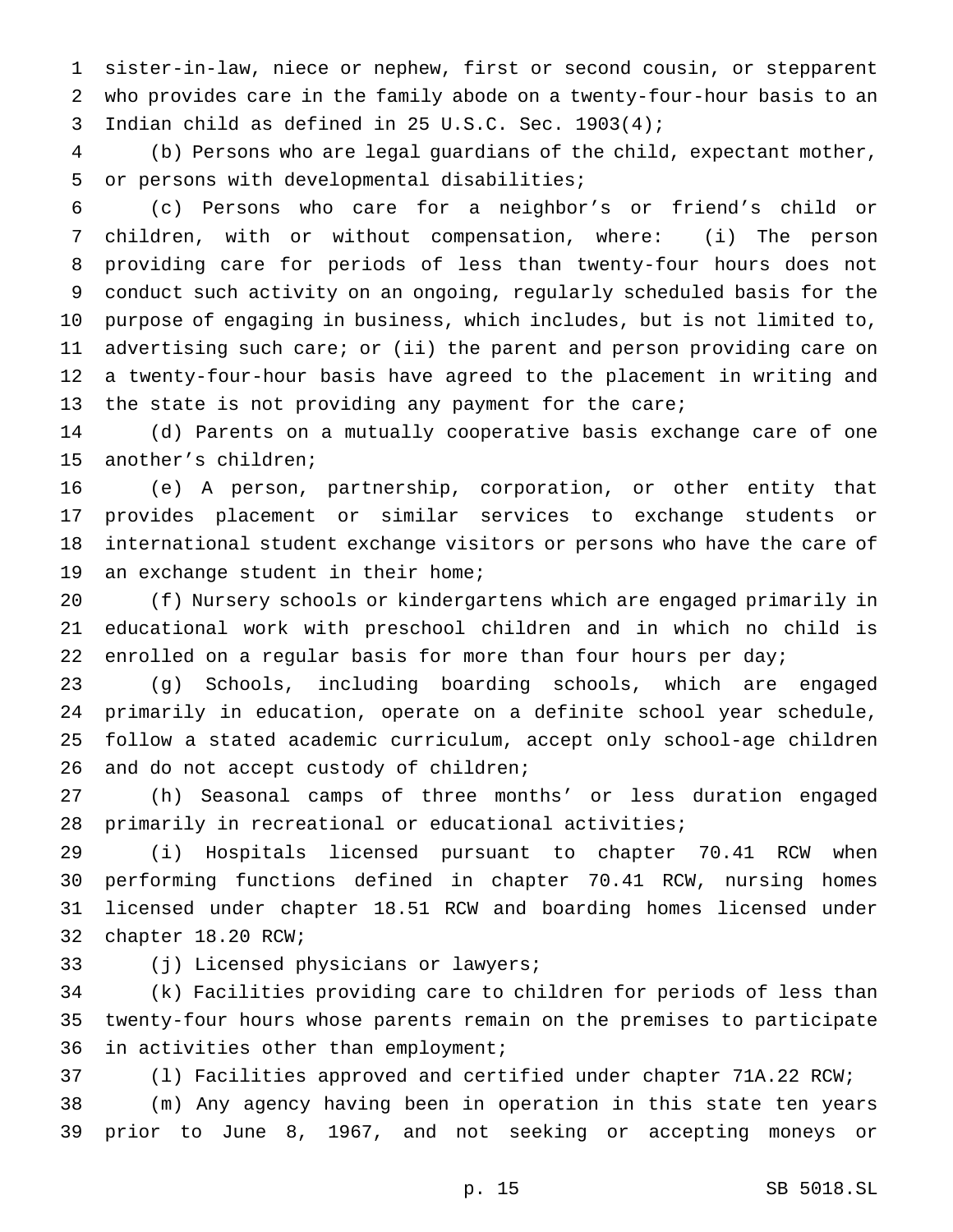sister-in-law, niece or nephew, first or second cousin, or stepparent who provides care in the family abode on a twenty-four-hour basis to an Indian child as defined in 25 U.S.C. Sec. 1903(4);

(b) Persons who are legal guardians of the child, expectant mother, or persons with developmental disabilities;

(c) Persons who care for a neighbor's or friend's child or children, with or without compensation, where: (i) The person providing care for periods of less than twenty-four hours does not conduct such activity on an ongoing, regularly scheduled basis for the purpose of engaging in business, which includes, but is not limited to, advertising such care; or (ii) the parent and person providing care on a twenty-four-hour basis have agreed to the placement in writing and the state is not providing any payment for the care;

(d) Parents on a mutually cooperative basis exchange care of one another's children;

(e) A person, partnership, corporation, or other entity that provides placement or similar services to exchange students or international student exchange visitors or persons who have the care of an exchange student in their home;

(f) Nursery schools or kindergartens which are engaged primarily in educational work with preschool children and in which no child is enrolled on a regular basis for more than four hours per day;

(g) Schools, including boarding schools, which are engaged primarily in education, operate on a definite school year schedule, follow a stated academic curriculum, accept only school-age children and do not accept custody of children;

(h) Seasonal camps of three months' or less duration engaged primarily in recreational or educational activities;

(i) Hospitals licensed pursuant to chapter 70.41 RCW when performing functions defined in chapter 70.41 RCW, nursing homes licensed under chapter 18.51 RCW and boarding homes licensed under chapter 18.20 RCW;

(j) Licensed physicians or lawyers;

(k) Facilities providing care to children for periods of less than twenty-four hours whose parents remain on the premises to participate in activities other than employment;

(l) Facilities approved and certified under chapter 71A.22 RCW;

(m) Any agency having been in operation in this state ten years prior to June 8, 1967, and not seeking or accepting moneys or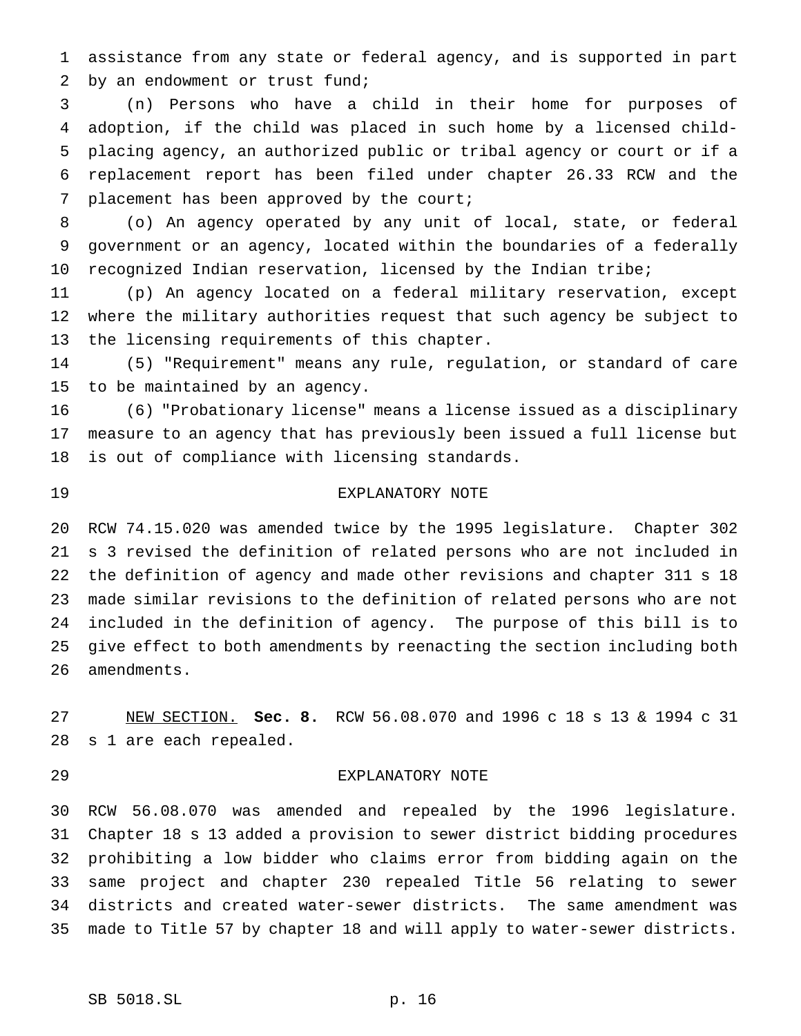assistance from any state or federal agency, and is supported in part by an endowment or trust fund;

(n) Persons who have a child in their home for purposes of adoption, if the child was placed in such home by a licensed child-placing agency, an authorized public or tribal agency or court or if a replacement report has been filed under chapter 26.33 RCW and the placement has been approved by the court;

(o) An agency operated by any unit of local, state, or federal government or an agency, located within the boundaries of a federally recognized Indian reservation, licensed by the Indian tribe;

(p) An agency located on a federal military reservation, except where the military authorities request that such agency be subject to the licensing requirements of this chapter.

(5) "Requirement" means any rule, regulation, or standard of care to be maintained by an agency.

(6) "Probationary license" means a license issued as a disciplinary measure to an agency that has previously been issued a full license but is out of compliance with licensing standards.

EXPLANATORY NOTE

RCW 74.15.020 was amended twice by the 1995 legislature. Chapter 302 s 3 revised the definition of related persons who are not included in the definition of agency and made other revisions and chapter 311 s 18 made similar revisions to the definition of related persons who are not included in the definition of agency. The purpose of this bill is to give effect to both amendments by reenacting the section including both amendments.

NEW SECTION. **Sec. 8.** RCW 56.08.070 and 1996 c 18 s 13 & 1994 c 31 s 1 are each repealed.

EXPLANATORY NOTE

RCW 56.08.070 was amended and repealed by the 1996 legislature. Chapter 18 s 13 added a provision to sewer district bidding procedures prohibiting a low bidder who claims error from bidding again on the same project and chapter 230 repealed Title 56 relating to sewer districts and created water-sewer districts. The same amendment was made to Title 57 by chapter 18 and will apply to water-sewer districts.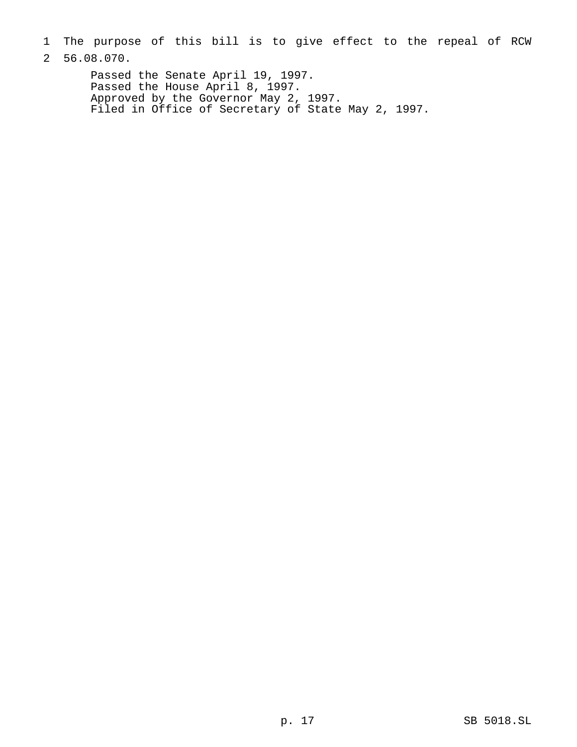The purpose of this bill is to give effect to the repeal of RCW 56.08.070.

Passed the Senate April 19, 1997.
Passed the House April 8, 1997.
Approved by the Governor May 2, 1997.
Filed in Office of Secretary of State May 2, 1997.